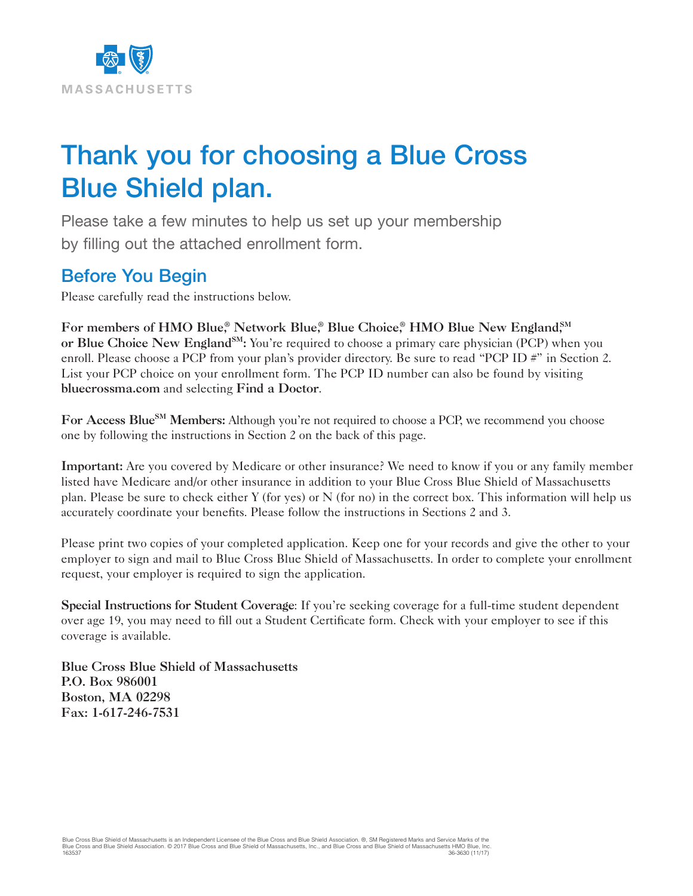MASSACHUSETTS

# Thank you for choosing a Blue Cross Blue Shield plan.

Please take a few minutes to help us set up your membership by filling out the attached enrollment form.

## Before You Begin

Please carefully read the instructions below.

**For members of HMO Blue,® Network Blue,® Blue Choice,® HMO Blue New England,SM or Blue Choice New EnglandSM:** You're required to choose a primary care physician (PCP) when you enroll. Please choose a PCP from your plan's provider directory. Be sure to read "PCP ID #" in Section 2. List your PCP choice on your enrollment form. The PCP ID number can also be found by visiting **bluecrossma.com** and selecting **Find a Doctor**.

**For Access BlueSM Members:** Although you're not required to choose a PCP, we recommend you choose one by following the instructions in Section 2 on the back of this page.

**Important:** Are you covered by Medicare or other insurance? We need to know if you or any family member listed have Medicare and/or other insurance in addition to your Blue Cross Blue Shield of Massachusetts plan. Please be sure to check either Y (for yes) or N (for no) in the correct box. This information will help us accurately coordinate your benefits. Please follow the instructions in Sections 2 and 3.

Please print two copies of your completed application. Keep one for your records and give the other to your employer to sign and mail to Blue Cross Blue Shield of Massachusetts. In order to complete your enrollment request, your employer is required to sign the application.

**Special Instructions for Student Coverage**: If you're seeking coverage for a full-time student dependent over age 19, you may need to fill out a Student Certificate form. Check with your employer to see if this coverage is available.

**Blue Cross Blue Shield of Massachusetts**
**P.O. Box 986001**
**Boston, MA 02298**
**Fax: 1-617-246-7531**

Blue Cross Blue Shield of Massachusetts is an Independent Licensee of the Blue Cross and Blue Shield Association. ®, SM Registered Marks and Service Marks of the Blue Cross and Blue Shield Association. © 2017 Blue Cross and Blue Shield of Massachusetts, Inc., and Blue Cross and Blue Shield of Massachusetts HMO Blue, Inc.
163537 36-3630 (11/17)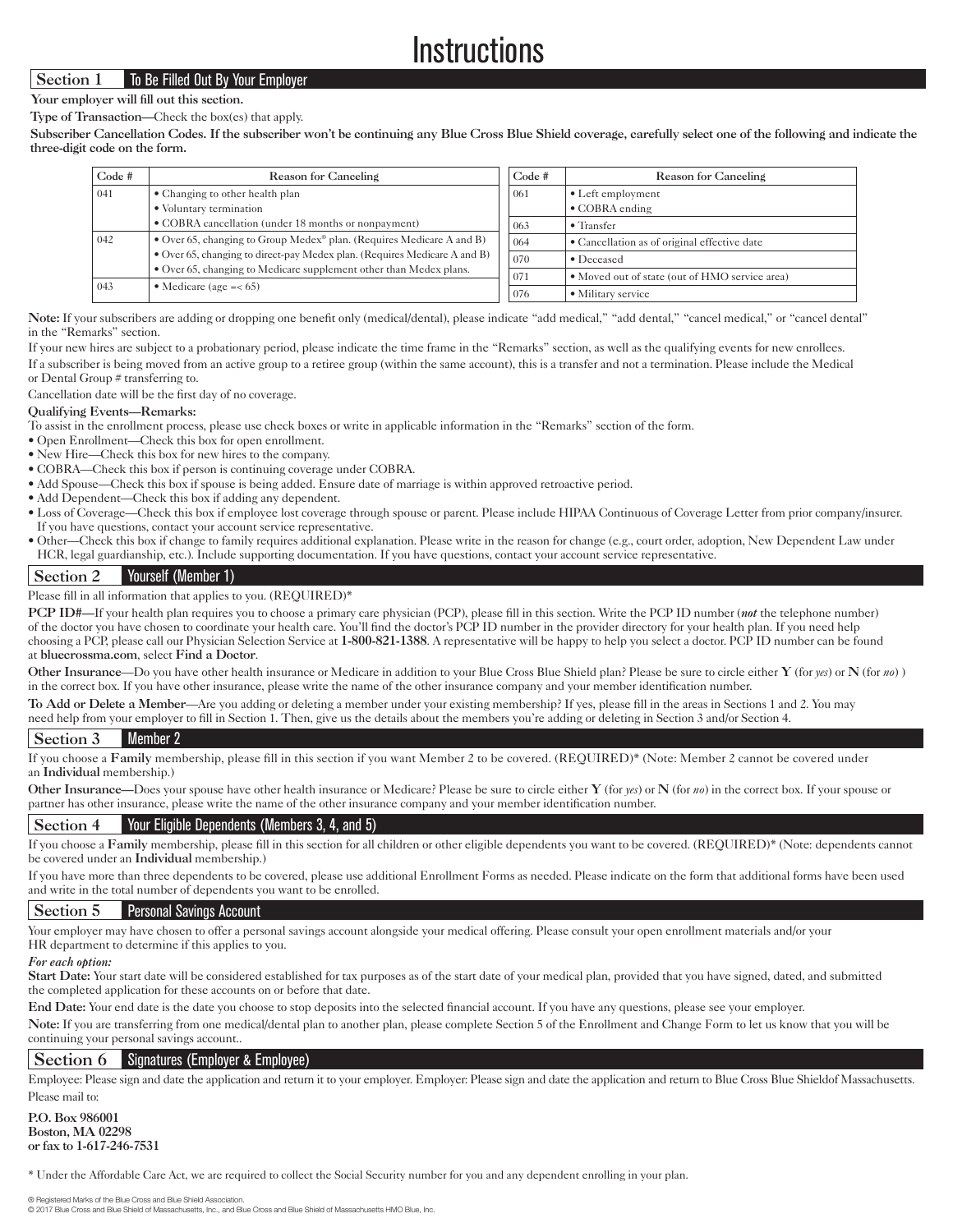# Instructions

## Section 1 To Be Filled Out By Your Employer

**Your employer will fill out this section.**

**Type of Transaction**—Check the box(es) that apply.

**Subscriber Cancellation Codes. If the subscriber won't be continuing any Blue Cross Blue Shield coverage, carefully select one of the following and indicate the three-digit code on the form.**

| Code # | Reason for Canceling |
|---|---|
| 041 | • Changing to other health plan<br>• Voluntary termination<br>• COBRA cancellation (under 18 months or nonpayment) |
| 042 | • Over 65, changing to Group Medex® plan. (Requires Medicare A and B)<br>• Over 65, changing to direct-pay Medex plan. (Requires Medicare A and B)<br>• Over 65, changing to Medicare supplement other than Medex plans. |
| 043 | • Medicare (age =< 65) |

| Code # | Reason for Canceling |
|---|---|
| 061 | • Left employment<br>• COBRA ending |
| 063 | • Transfer |
| 064 | • Cancellation as of original effective date |
| 070 | • Deceased |
| 071 | • Moved out of state (out of HMO service area) |
| 076 | • Military service |

**Note:** If your subscribers are adding or dropping one benefit only (medical/dental), please indicate "add medical," "add dental," "cancel medical," or "cancel dental" in the "Remarks" section.

If your new hires are subject to a probationary period, please indicate the time frame in the "Remarks" section, as well as the qualifying events for new enrollees.

If a subscriber is being moved from an active group to a retiree group (within the same account), this is a transfer and not a termination. Please include the Medical or Dental Group # transferring to.

Cancellation date will be the first day of no coverage.

**Qualifying Events—Remarks:**

To assist in the enrollment process, please use check boxes or write in applicable information in the "Remarks" section of the form.

- Open Enrollment—Check this box for open enrollment.
- New Hire—Check this box for new hires to the company.
- COBRA—Check this box if person is continuing coverage under COBRA.
- Add Spouse—Check this box if spouse is being added. Ensure date of marriage is within approved retroactive period.
- Add Dependent—Check this box if adding any dependent.
- Loss of Coverage—Check this box if employee lost coverage through spouse or parent. Please include HIPAA Continuous of Coverage Letter from prior company/insurer. If you have questions, contact your account service representative.
- Other—Check this box if change to family requires additional explanation. Please write in the reason for change (e.g., court order, adoption, New Dependent Law under HCR, legal guardianship, etc.). Include supporting documentation. If you have questions, contact your account service representative.

## Section 2 Yourself (Member 1)

Please fill in all information that applies to you. (REQUIRED)*

**PCP ID#—**If your health plan requires you to choose a primary care physician (PCP), please fill in this section. Write the PCP ID number (***not*** the telephone number) of the doctor you have chosen to coordinate your health care. You'll find the doctor's PCP ID number in the provider directory for your health plan. If you need help choosing a PCP, please call our Physician Selection Service at **1-800-821-1388**. A representative will be happy to help you select a doctor. PCP ID number can be found at **bluecrossma.com**, select **Find a Doctor**.

**Other Insurance**—Do you have other health insurance or Medicare in addition to your Blue Cross Blue Shield plan? Please be sure to circle either **Y** (for *yes*) or **N** (for *no*) ) in the correct box. If you have other insurance, please write the name of the other insurance company and your member identification number.

**To Add or Delete a Member**—Are you adding or deleting a member under your existing membership? If yes, please fill in the areas in Sections 1 and 2. You may need help from your employer to fill in Section 1. Then, give us the details about the members you're adding or deleting in Section 3 and/or Section 4.

## Section 3 Member 2

If you choose a **Family** membership, please fill in this section if you want Member 2 to be covered. (REQUIRED)* (Note: Member 2 cannot be covered under an **Individual** membership.)

**Other Insurance—**Does your spouse have other health insurance or Medicare? Please be sure to circle either **Y** (for *yes*) or **N** (for *no*) in the correct box. If your spouse or partner has other insurance, please write the name of the other insurance company and your member identification number.

## Section 4 Your Eligible Dependents (Members 3, 4, and 5)

If you choose a **Family** membership, please fill in this section for all children or other eligible dependents you want to be covered. (REQUIRED)* (Note: dependents cannot be covered under an **Individual** membership.)

If you have more than three dependents to be covered, please use additional Enrollment Forms as needed. Please indicate on the form that additional forms have been used and write in the total number of dependents you want to be enrolled.

## Section 5 Personal Savings Account

Your employer may have chosen to offer a personal savings account alongside your medical offering. Please consult your open enrollment materials and/or your HR department to determine if this applies to you.

***For each option:***

**Start Date:** Your start date will be considered established for tax purposes as of the start date of your medical plan, provided that you have signed, dated, and submitted the completed application for these accounts on or before that date.

**End Date:** Your end date is the date you choose to stop deposits into the selected financial account. If you have any questions, please see your employer.

**Note:** If you are transferring from one medical/dental plan to another plan, please complete Section 5 of the Enrollment and Change Form to let us know that you will be continuing your personal savings account..

## Section 6 Signatures (Employer & Employee)

Employee: Please sign and date the application and return it to your employer. Employer: Please sign and date the application and return to Blue Cross Blue Shieldof Massachusetts.

Please mail to:

**P.O. Box 986001**
**Boston, MA 02298**
**or fax to 1-617-246-7531**

\* Under the Affordable Care Act, we are required to collect the Social Security number for you and any dependent enrolling in your plan.

® Registered Marks of the Blue Cross and Blue Shield Association.
© 2017 Blue Cross and Blue Shield of Massachusetts, Inc., and Blue Cross and Blue Shield of Massachusetts HMO Blue, Inc.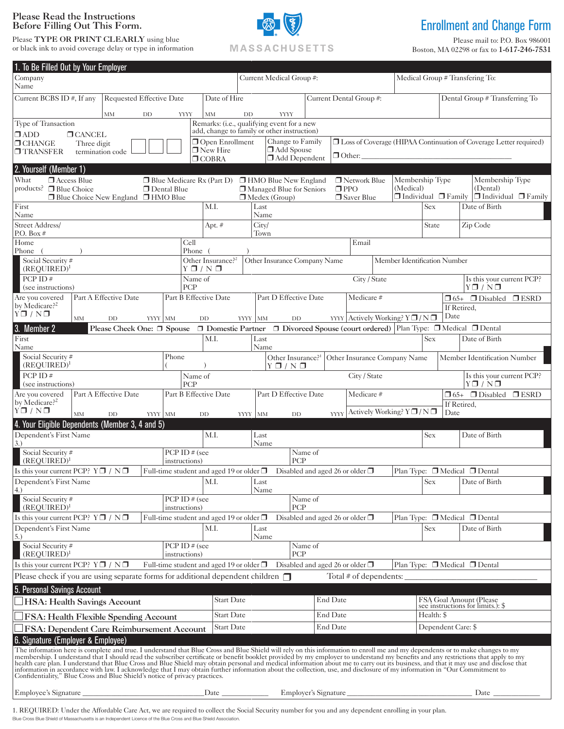Please Read the Instructions Before Filling Out This Form.

Please **TYPE OR PRINT CLEARLY** using blue or black ink to avoid coverage delay or type in information

MASSACHUSETTS

# Enrollment and Change Form

Please mail to: P.O. Box 986001 Boston, MA 02298 or fax to **1-617-246-7531**

## 1. To Be Filled Out by Your Employer

| | | | |
|---|---|---|---|
| Company Name | | Current Medical Group #: | Medical Group # Transfering To: |
| Current BCBS ID #, If any | Requested Effective Date MM DD YYYY | Date of Hire MM DD YYYY | Current Dental Group #: | Dental Group # Transferring To |

Type of Transaction
- ☐ ADD
- ☐ CANCEL
- ☐ CHANGE
- ☐ TRANSFER

Three digit termination code ☐☐☐

Remarks: (i.e., qualifying event for a new add, change to family or other instruction)
- ☐ Open Enrollment
- ☐ New Hire
- ☐ COBRA

Change to Family
- ☐ Add Spouse
- ☐ Add Dependent

☐ Loss of Coverage (HIPAA Continuation of Coverage Letter required)

☐ Other: ____________________

## 2. Yourself (Member 1)

What products?
- ☐ Access Blue
- ☐ Blue Choice
- ☐ Blue Choice New England
- ☐ Blue Medicare Rx (Part D)
- ☐ Dental Blue
- ☐ HMO Blue
- ☐ HMO Blue New England
- ☐ Managed Blue for Seniors
- ☐ Medex (Group)
- ☐ Network Blue
- ☐ PPO
- ☐ Saver Blue

Membership Type (Medical) ☐ Individual ☐ Family

Membership Type (Dental) ☐ Individual ☐ Family

| | | | | | |
|---|---|---|---|---|---|
| First Name | M.I. | Last Name | | Sex | Date of Birth |
| Street Address/ P.O. Box # | Apt. # | City/ Town | | State | Zip Code |
| Home Phone ( ) | Cell Phone ( ) | | Email | | |
| Social Security # (REQUIRED)[1] | Other Insurance?[2] Y ☐ / N ☐ | Other Insurance Company Name | Member Identification Number | | |
| PCP ID # (see instructions) | Name of PCP | | City / State | | Is this your current PCP? Y☐ / N☐ |
| Are you covered by Medicare?[2] Y☐ / N☐ | Part A Effective Date MM DD YYYY | Part B Effective Date MM DD YYYY | Part D Effective Date MM DD YYYY | Medicare # Actively Working? Y☐ / N☐ | ☐ 65+ ☐ Disabled ☐ ESRD If Retired, Date |

## 3. Member 2

Please Check One: ☐ Spouse ☐ Domestic Partner ☐ Divorced Spouse (court ordered) | Plan Type: ☐ Medical ☐ Dental

| | | | | | |
|---|---|---|---|---|---|
| First Name | M.I. | Last Name | | Sex | Date of Birth |
| Social Security # (REQUIRED)[1] | Phone ( ) | Other Insurance?[1] Y ☐ / N ☐ | Other Insurance Company Name | Member Identification Number | |
| PCP ID # (see instructions) | Name of PCP | | City / State | | Is this your current PCP? Y☐ / N☐ |
| Are you covered by Medicare?[2] Y☐ / N☐ | Part A Effective Date MM DD YYYY | Part B Effective Date MM DD YYYY | Part D Effective Date MM DD YYYY | Medicare # Actively Working? Y☐ / N☐ | ☐ 65+ ☐ Disabled ☐ ESRD If Retired, Date |

## 4. Your Eligible Dependents (Member 3, 4 and 5)

| | | | | | |
|---|---|---|---|---|---|
| Dependent's First Name 3.) | M.I. | Last Name | | Sex | Date of Birth |
| Social Security # (REQUIRED)[1] | PCP ID # (see instructions) | Name of PCP | | | |
| Is this your current PCP? Y☐ / N☐ | Full-time student and aged 19 or older ☐ | Disabled and aged 26 or older ☐ | Plan Type: ☐ Medical ☐ Dental | | |
| Dependent's First Name 4.) | M.I. | Last Name | | Sex | Date of Birth |
| Social Security # (REQUIRED)[1] | PCP ID # (see instructions) | Name of PCP | | | |
| Is this your current PCP? Y☐ / N☐ | Full-time student and aged 19 or older ☐ | Disabled and aged 26 or older ☐ | Plan Type: ☐ Medical ☐ Dental | | |
| Dependent's First Name 5.) | M.I. | Last Name | | Sex | Date of Birth |
| Social Security # (REQUIRED)[1] | PCP ID # (see instructions) | Name of PCP | | | |
| Is this your current PCP? Y☐ / N☐ | Full-time student and aged 19 or older ☐ | Disabled and aged 26 or older ☐ | Plan Type: ☐ Medical ☐ Dental | | |

Please check if you are using separate forms for additional dependent children ☐ Total # of dependents: ____________

## 5. Personal Savings Account

| | | | |
|---|---|---|---|
| ☐ HSA: Health Savings Account | Start Date | End Date | FSA Goal Amount (Please see instructions for limits.): $ |
| ☐ FSA: Health Flexible Spending Account | Start Date | End Date | Health: $ |
| ☐ FSA: Dependent Care Reimbursement Account | Start Date | End Date | Dependent Care: $ |

## 6. Signature (Employer & Employee)

The information here is complete and true. I understand that Blue Cross and Blue Shield will rely on this information to enroll me and my dependents or to make changes to my membership. I understand that I should read the subscriber certificate or benefit booklet provided by my employer to understand my benefits and any restrictions that apply to my health care plan. I understand that Blue Cross and Blue Shield may obtain personal and medical information about me to carry out its business, and that it may use and disclose that information in accordance with law. I acknowledge that I may obtain further information about the collection, use, and disclosure of my information in "Our Commitment to Confidentiality," Blue Cross and Blue Shield's notice of privacy practices.

Employee's Signature ____________________ Date __________ Employer's Signature ____________________ Date __________

1. REQUIRED: Under the Affordable Care Act, we are required to collect the Social Security number for you and any dependent enrolling in your plan.

Blue Cross Blue Shield of Massachusetts is an Independent Licence of the Blue Cross and Blue Shield Association.